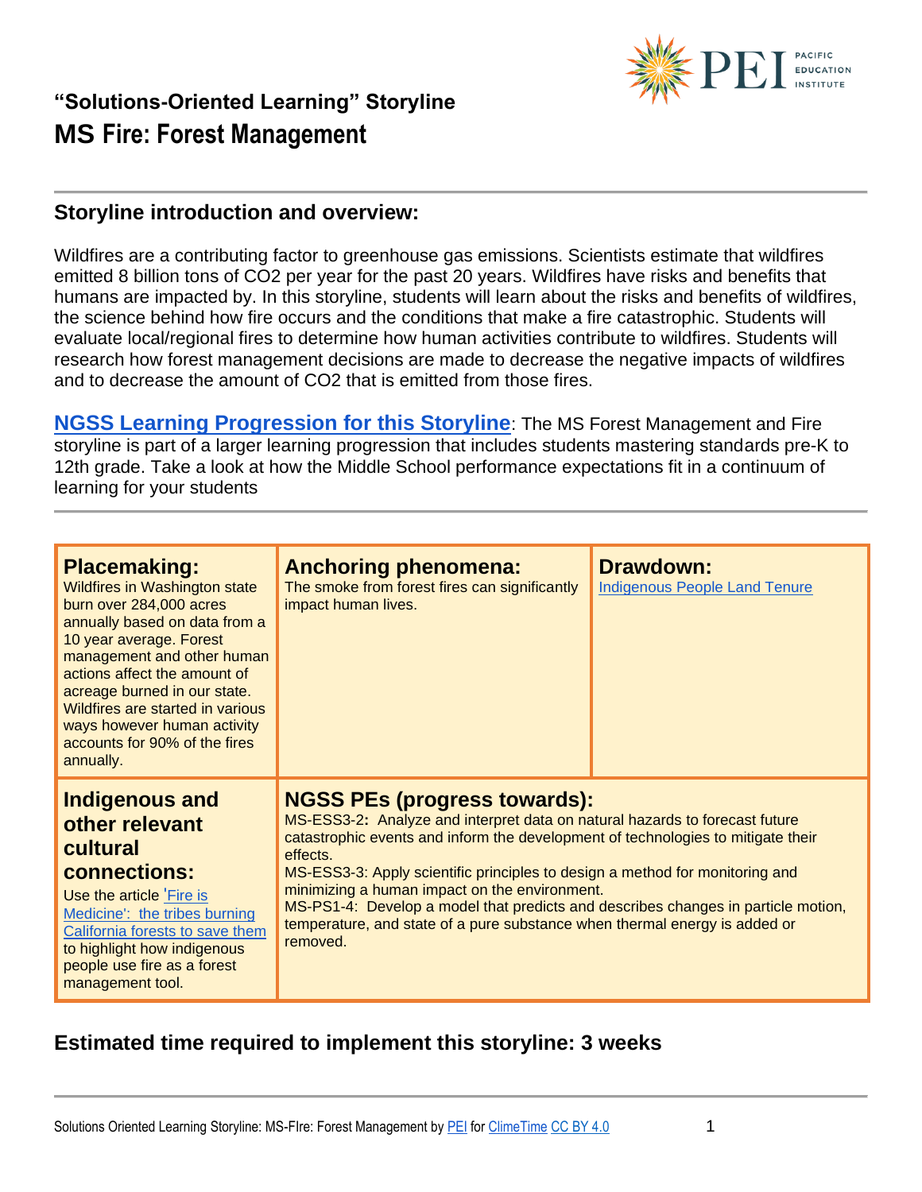## "Solutions-Oriented Learning" Storyline

# MS Fire: Forest Management

## Storyline introduction and overview:

Wildfires are a contributing factor to greenhouse gas emissions. Scientists estimate that wildfires emitted 8 billion tons of $CO_2$ per year for the past 20 years. Wildfires have risks and benefits that humans are impacted by. In this storyline, students will learn about the risks and benefits of wildfires, the science behind how fire occurs and the conditions that make a fire catastrophic. Students will evaluate local/regional fires to determine how human activities contribute to wildfires. Students will research how forest management decisions are made to decrease the negative impacts of wildfires and to decrease the amount of $CO_2$ that is emitted from those fires.

**NGSS Learning Progression for this Storyline**: The MS Forest Management and Fire storyline is part of a larger learning progression that includes students mastering standards pre-K to 12th grade. Take a look at how the Middle School performance expectations fit in a continuum of learning for your students

| **Placemaking:** | **Anchoring phenomena:** | **Drawdown:** |
|---|---|---|
| Wildfires in Washington state burn over 284,000 acres annually based on data from a 10 year average. Forest management and other human actions affect the amount of acreage burned in our state. Wildfires are started in various ways however human activity accounts for 90% of the fires annually. | The smoke from forest fires can significantly impact human lives. | Indigenous People Land Tenure |
| **Indigenous and other relevant cultural connections:** Use the article 'Fire is Medicine': the tribes burning California forests to save them to highlight how indigenous people use fire as a forest management tool. | **NGSS PEs (progress towards):** MS-ESS3-2**:** Analyze and interpret data on natural hazards to forecast future catastrophic events and inform the development of technologies to mitigate their effects. MS-ESS3-3: Apply scientific principles to design a method for monitoring and minimizing a human impact on the environment. MS-PS1-4: Develop a model that predicts and describes changes in particle motion, temperature, and state of a pure substance when thermal energy is added or removed. | |

## Estimated time required to implement this storyline: 3 weeks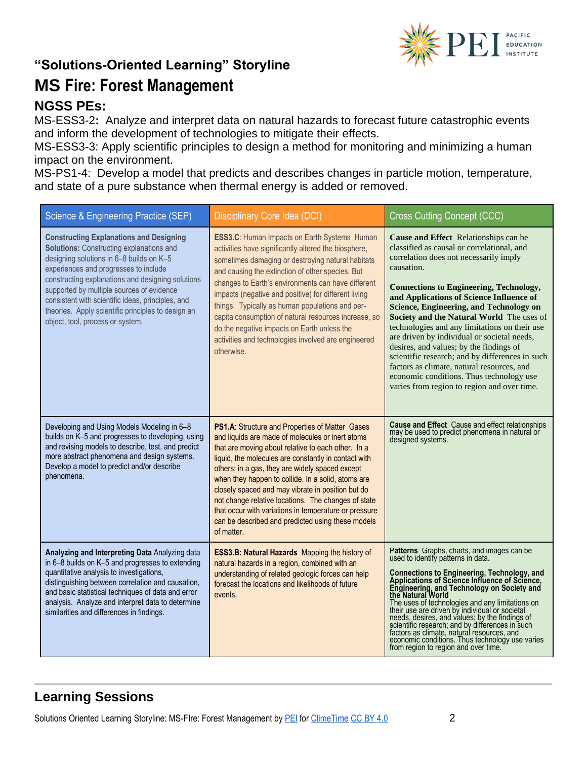## "Solutions-Oriented Learning" Storyline

# MS Fire: Forest Management

### NGSS PEs:

MS-ESS3-2**:** Analyze and interpret data on natural hazards to forecast future catastrophic events and inform the development of technologies to mitigate their effects.
MS-ESS3-3: Apply scientific principles to design a method for monitoring and minimizing a human impact on the environment.
MS-PS1-4: Develop a model that predicts and describes changes in particle motion, temperature, and state of a pure substance when thermal energy is added or removed.

| Science & Engineering Practice (SEP) | Disciplinary Core Idea (DCI) | Cross Cutting Concept (CCC) |
|---|---|---|
| **Constructing Explanations and Designing Solutions:** Constructing explanations and designing solutions in 6–8 builds on K–5 experiences and progresses to include constructing explanations and designing solutions supported by multiple sources of evidence consistent with scientific ideas, principles, and theories. Apply scientific principles to design an object, tool, process or system. | **ESS3.C**: Human Impacts on Earth Systems Human activities have significantly altered the biosphere, sometimes damaging or destroying natural habitats and causing the extinction of other species. But changes to Earth's environments can have different impacts (negative and positive) for different living things. Typically as human populations and per-capita consumption of natural resources increase, so do the negative impacts on Earth unless the activities and technologies involved are engineered otherwise. | **Cause and Effect** Relationships can be classified as causal or correlational, and correlation does not necessarily imply causation.<br><br>**Connections to Engineering, Technology, and Applications of Science Influence of Science, Engineering, and Technology on Society and the Natural World** The uses of technologies and any limitations on their use are driven by individual or societal needs, desires, and values; by the findings of scientific research; and by differences in such factors as climate, natural resources, and economic conditions. Thus technology use varies from region to region and over time. |
| Developing and Using Models Modeling in 6–8 builds on K–5 and progresses to developing, using and revising models to describe, test, and predict more abstract phenomena and design systems. Develop a model to predict and/or describe phenomena. | **PS1.A**: Structure and Properties of Matter Gases and liquids are made of molecules or inert atoms that are moving about relative to each other. In a liquid, the molecules are constantly in contact with others; in a gas, they are widely spaced except when they happen to collide. In a solid, atoms are closely spaced and may vibrate in position but do not change relative locations. The changes of state that occur with variations in temperature or pressure can be described and predicted using these models of matter. | **Cause and Effect** Cause and effect relationships may be used to predict phenomena in natural or designed systems. |
| **Analyzing and Interpreting Data** Analyzing data in 6–8 builds on K–5 and progresses to extending quantitative analysis to investigations, distinguishing between correlation and causation, and basic statistical techniques of data and error analysis. Analyze and interpret data to determine similarities and differences in findings. | **ESS3.B: Natural Hazards** Mapping the history of natural hazards in a region, combined with an understanding of related geologic forces can help forecast the locations and likelihoods of future events. | **Patterns** Graphs, charts, and images can be used to identify patterns in data**.**<br><br>**Connections to Engineering, Technology, and Applications of Science Influence of Science, Engineering, and Technology on Society and the Natural World**<br>The uses of technologies and any limitations on their use are driven by individual or societal needs, desires, and values; by the findings of scientific research; and by differences in such factors as climate, natural resources, and economic conditions. Thus technology use varies from region to region and over time. |

## Learning Sessions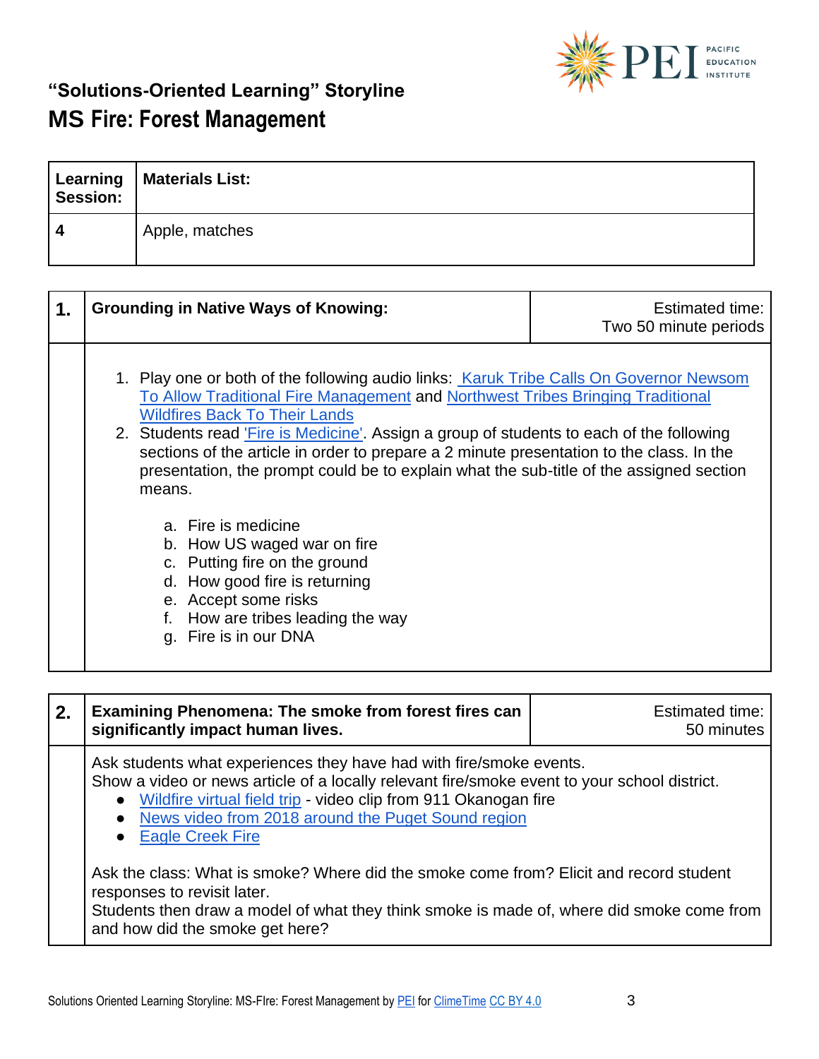## "Solutions-Oriented Learning" Storyline

# MS Fire: Forest Management

| Learning Session: | Materials List: |
|---|---|
| **4** | Apple, matches |

| **1.** | **Grounding in Native Ways of Knowing:** | Estimated time: Two 50 minute periods |
|---|---|---|

1. Play one or both of the following audio links: [Karuk Tribe Calls On Governor Newsom To Allow Traditional Fire Management]() and [Northwest Tribes Bringing Traditional Wildfires Back To Their Lands]()
2. Students read ['Fire is Medicine']().  Assign a group of students to each of the following sections of the article in order to prepare a 2 minute presentation to the class. In the presentation, the prompt could be to explain what the sub-title of the assigned section means.

    a. Fire is medicine
    b. How US waged war on fire
    c. Putting fire on the ground
    d. How good fire is returning
    e. Accept some risks
    f. How are tribes leading the way
    g. Fire is in our DNA

| **2.** | **Examining Phenomena: The smoke from forest fires can significantly impact human lives.** | Estimated time: 50 minutes |
|---|---|---|

Ask students what experiences they have had with fire/smoke events.
Show a video or news article of a locally relevant fire/smoke event to your school district.

- [Wildfire virtual field trip]() - video clip from 911 Okanogan fire
- [News video from 2018 around the Puget Sound region]()
- [Eagle Creek Fire]()

Ask the class: What is smoke? Where did the smoke come from? Elicit and record student responses to revisit later.
Students then draw a model of what they think smoke is made of, where did smoke come from and how did the smoke get here?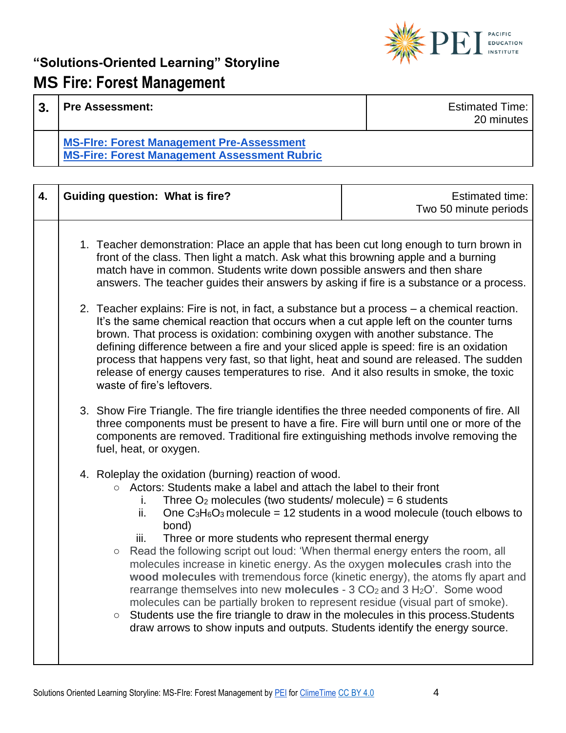## "Solutions-Oriented Learning" Storyline

# MS Fire: Forest Management

| 3. | **Pre Assessment:** | Estimated Time: 20 minutes |
|---|---|---|
| | **MS-FIre: Forest Management Pre-Assessment** **MS-Fire: Forest Management Assessment Rubric** | |

| 4. | **Guiding question: What is fire?** | Estimated time: Two 50 minute periods |
|---|---|---|

1. Teacher demonstration: Place an apple that has been cut long enough to turn brown in front of the class. Then light a match. Ask what this browning apple and a burning match have in common. Students write down possible answers and then share answers. The teacher guides their answers by asking if fire is a substance or a process.

2. Teacher explains: Fire is not, in fact, a substance but a process – a chemical reaction. It's the same chemical reaction that occurs when a cut apple left on the counter turns brown. That process is oxidation: combining oxygen with another substance. The defining difference between a fire and your sliced apple is speed: fire is an oxidation process that happens very fast, so that light, heat and sound are released. The sudden release of energy causes temperatures to rise. And it also results in smoke, the toxic waste of fire's leftovers.

3. Show Fire Triangle. The fire triangle identifies the three needed components of fire. All three components must be present to have a fire. Fire will burn until one or more of the components are removed. Traditional fire extinguishing methods involve removing the fuel, heat, or oxygen.

4. Roleplay the oxidation (burning) reaction of wood.
   - Actors: Students make a label and attach the label to their front
     1. Three $O_2$ molecules (two students/ molecule) = 6 students
     2. One $C_3H_6O_3$ molecule = 12 students in a wood molecule (touch elbows to bond)
     3. Three or more students who represent thermal energy
   - Read the following script out loud: 'When thermal energy enters the room, all molecules increase in kinetic energy. As the oxygen **molecules** crash into the **wood molecules** with tremendous force (kinetic energy), the atoms fly apart and rearrange themselves into new **molecules** - 3 $CO_2$ and 3 $H_2O$'. Some wood molecules can be partially broken to represent residue (visual part of smoke).
   - Students use the fire triangle to draw in the molecules in this process.Students draw arrows to show inputs and outputs. Students identify the energy source.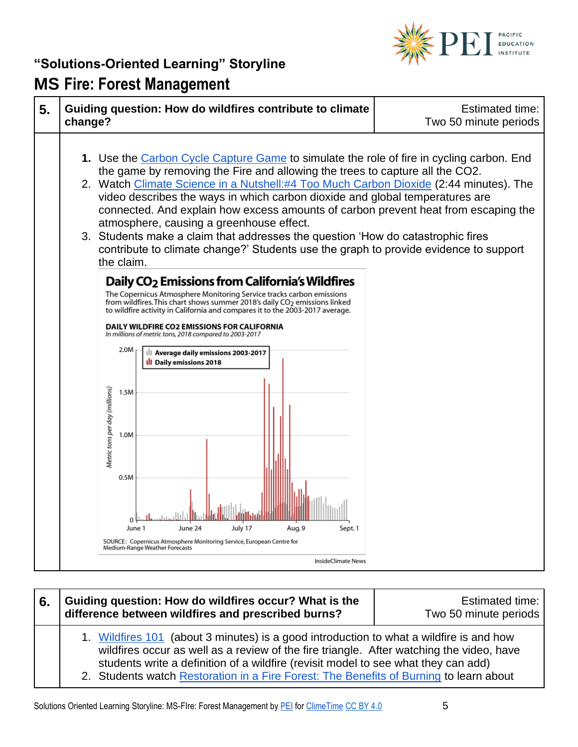# "Solutions-Oriented Learning" Storyline

## MS Fire: Forest Management

| 5. | Guiding question: How do wildfires contribute to climate change? | Estimated time: Two 50 minute periods |
|---|---|---|

1. Use the Carbon Cycle Capture Game to simulate the role of fire in cycling carbon. End the game by removing the Fire and allowing the trees to capture all the CO2.
2. Watch Climate Science in a Nutshell:#4 Too Much Carbon Dioxide (2:44 minutes). The video describes the ways in which carbon dioxide and global temperatures are connected. And explain how excess amounts of carbon prevent heat from escaping the atmosphere, causing a greenhouse effect.
3. Students make a claim that addresses the question 'How do catastrophic fires contribute to climate change?' Students use the graph to provide evidence to support the claim.

**Daily $CO_2$ Emissions from California's Wildfires**

The Copernicus Atmosphere Monitoring Service tracks carbon emissions from wildfires. This chart shows summer 2018's daily $CO_2$ emissions linked to wildfire activity in California and compares it to the 2003-2017 average.

**DAILY WILDFIRE CO2 EMISSIONS FOR CALIFORNIA**
*In millions of metric tons, 2018 compared to 2003-2017*

Legend: Average daily emissions 2003-2017; Daily emissions 2018

Y-axis: Metric tons per day (millions) — 0, 0.5M, 1.0M, 1.5M, 2.0M
X-axis: June 1, June 24, July 17, Aug. 9, Sept. 1

SOURCE: Copernicus Atmosphere Monitoring Service, European Centre for Medium-Range Weather Forecasts

InsideClimate News

| 6. | Guiding question: How do wildfires occur? What is the difference between wildfires and prescribed burns? | Estimated time: Two 50 minute periods |
|---|---|---|

1. Wildfires 101 (about 3 minutes) is a good introduction to what a wildfire is and how wildfires occur as well as a review of the fire triangle. After watching the video, have students write a definition of a wildfire (revisit model to see what they can add)
2. Students watch Restoration in a Fire Forest: The Benefits of Burning to learn about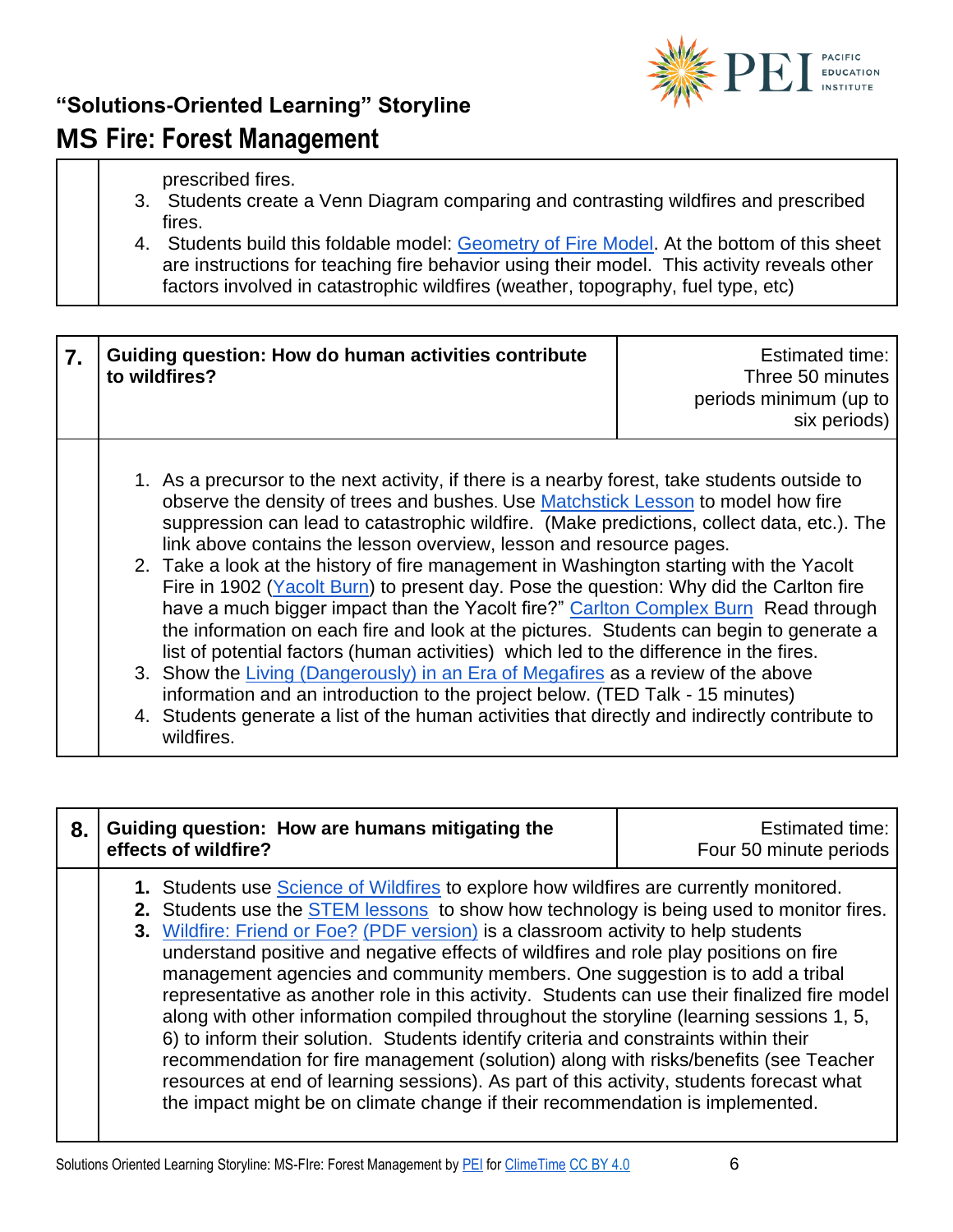| | |
|---|---|
| | prescribed fires.<br>3. Students create a Venn Diagram comparing and contrasting wildfires and prescribed fires.<br>4. Students build this foldable model: Geometry of Fire Model. At the bottom of this sheet are instructions for teaching fire behavior using their model. This activity reveals other factors involved in catastrophic wildfires (weather, topography, fuel type, etc) |

| 7. | Guiding question: How do human activities contribute to wildfires? | Estimated time: Three 50 minutes periods minimum (up to six periods) |
|---|---|---|
| | 1. As a precursor to the next activity, if there is a nearby forest, take students outside to observe the density of trees and bushes. Use Matchstick Lesson to model how fire suppression can lead to catastrophic wildfire. (Make predictions, collect data, etc.). The link above contains the lesson overview, lesson and resource pages.<br>2. Take a look at the history of fire management in Washington starting with the Yacolt Fire in 1902 (Yacolt Burn) to present day. Pose the question: Why did the Carlton fire have a much bigger impact than the Yacolt fire?" Carlton Complex Burn Read through the information on each fire and look at the pictures. Students can begin to generate a list of potential factors (human activities) which led to the difference in the fires.<br>3. Show the Living (Dangerously) in an Era of Megafires as a review of the above information and an introduction to the project below. (TED Talk - 15 minutes)<br>4. Students generate a list of the human activities that directly and indirectly contribute to wildfires. | |

| 8. | Guiding question: How are humans mitigating the effects of wildfire? | Estimated time: Four 50 minute periods |
|---|---|---|
| | **1.** Students use Science of Wildfires to explore how wildfires are currently monitored.<br>**2.** Students use the STEM lessons to show how technology is being used to monitor fires.<br>**3.** Wildfire: Friend or Foe? (PDF version) is a classroom activity to help students understand positive and negative effects of wildfires and role play positions on fire management agencies and community members. One suggestion is to add a tribal representative as another role in this activity. Students can use their finalized fire model along with other information compiled throughout the storyline (learning sessions 1, 5, 6) to inform their solution. Students identify criteria and constraints within their recommendation for fire management (solution) along with risks/benefits (see Teacher resources at end of learning sessions). As part of this activity, students forecast what the impact might be on climate change if their recommendation is implemented. | |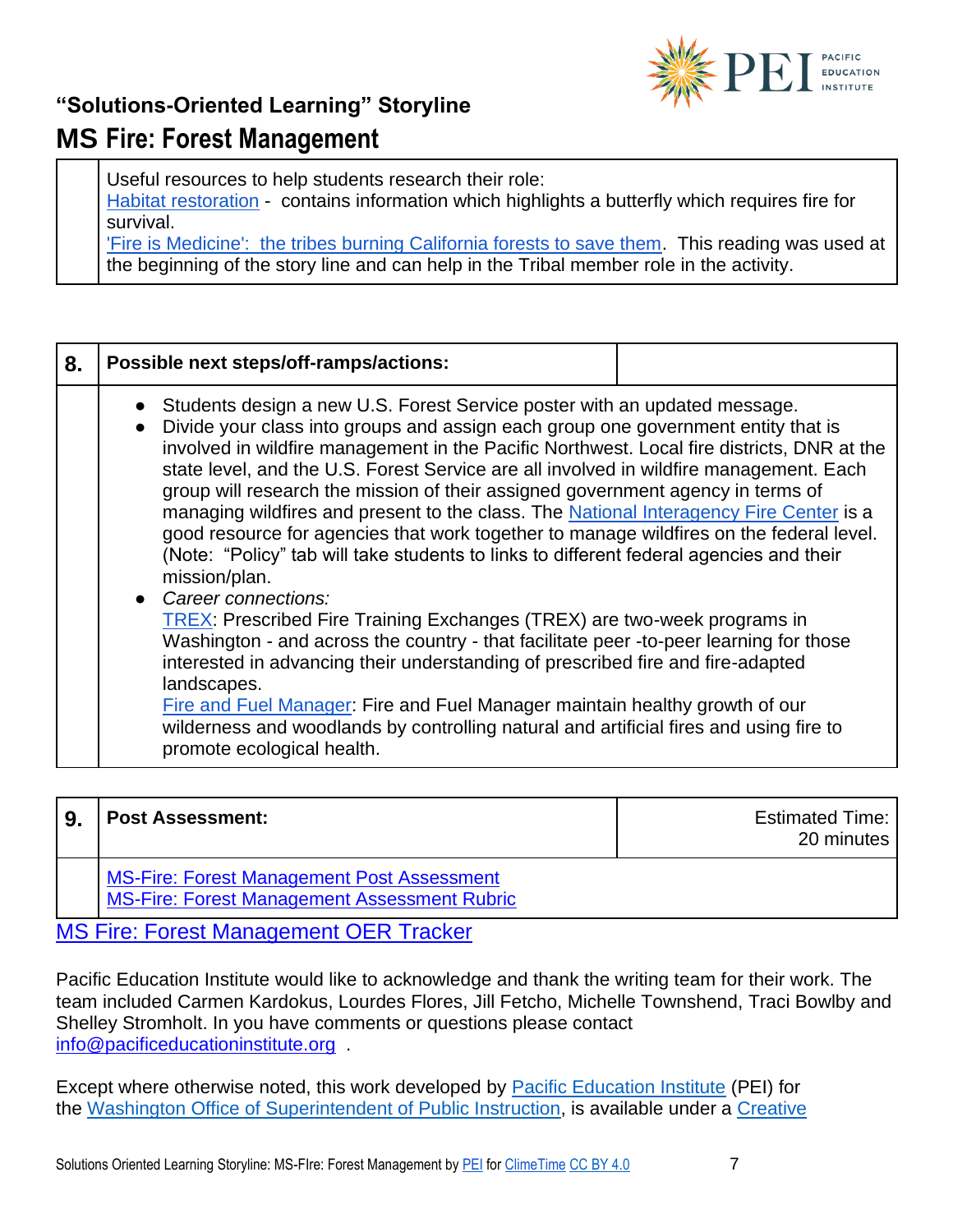## "Solutions-Oriented Learning" Storyline

# MS Fire: Forest Management

| | |
|---|---|
| | Useful resources to help students research their role:<br>Habitat restoration - contains information which highlights a butterfly which requires fire for survival.<br>'Fire is Medicine': the tribes burning California forests to save them. This reading was used at the beginning of the story line and can help in the Tribal member role in the activity. |

| 8. | Possible next steps/off-ramps/actions: | |
|---|---|---|
| | <ul><li>Students design a new U.S. Forest Service poster with an updated message.</li><li>Divide your class into groups and assign each group one government entity that is involved in wildfire management in the Pacific Northwest. Local fire districts, DNR at the state level, and the U.S. Forest Service are all involved in wildfire management. Each group will research the mission of their assigned government agency in terms of managing wildfires and present to the class. The National Interagency Fire Center is a good resource for agencies that work together to manage wildfires on the federal level. (Note: "Policy" tab will take students to links to different federal agencies and their mission/plan.</li><li>*Career connections:*<br>TREX: Prescribed Fire Training Exchanges (TREX) are two-week programs in Washington - and across the country - that facilitate peer -to-peer learning for those interested in advancing their understanding of prescribed fire and fire-adapted landscapes.<br>Fire and Fuel Manager: Fire and Fuel Manager maintain healthy growth of our wilderness and woodlands by controlling natural and artificial fires and using fire to promote ecological health.</li></ul> | |

| 9. | Post Assessment: | Estimated Time: 20 minutes |
|---|---|---|
| | MS-Fire: Forest Management Post Assessment<br>MS-Fire: Forest Management Assessment Rubric | |

MS Fire: Forest Management OER Tracker

Pacific Education Institute would like to acknowledge and thank the writing team for their work. The team included Carmen Kardokus, Lourdes Flores, Jill Fetcho, Michelle Townshend, Traci Bowlby and Shelley Stromholt. In you have comments or questions please contact info@pacificeducationinstitute.org .

Except where otherwise noted, this work developed by Pacific Education Institute (PEI) for the Washington Office of Superintendent of Public Instruction, is available under a Creative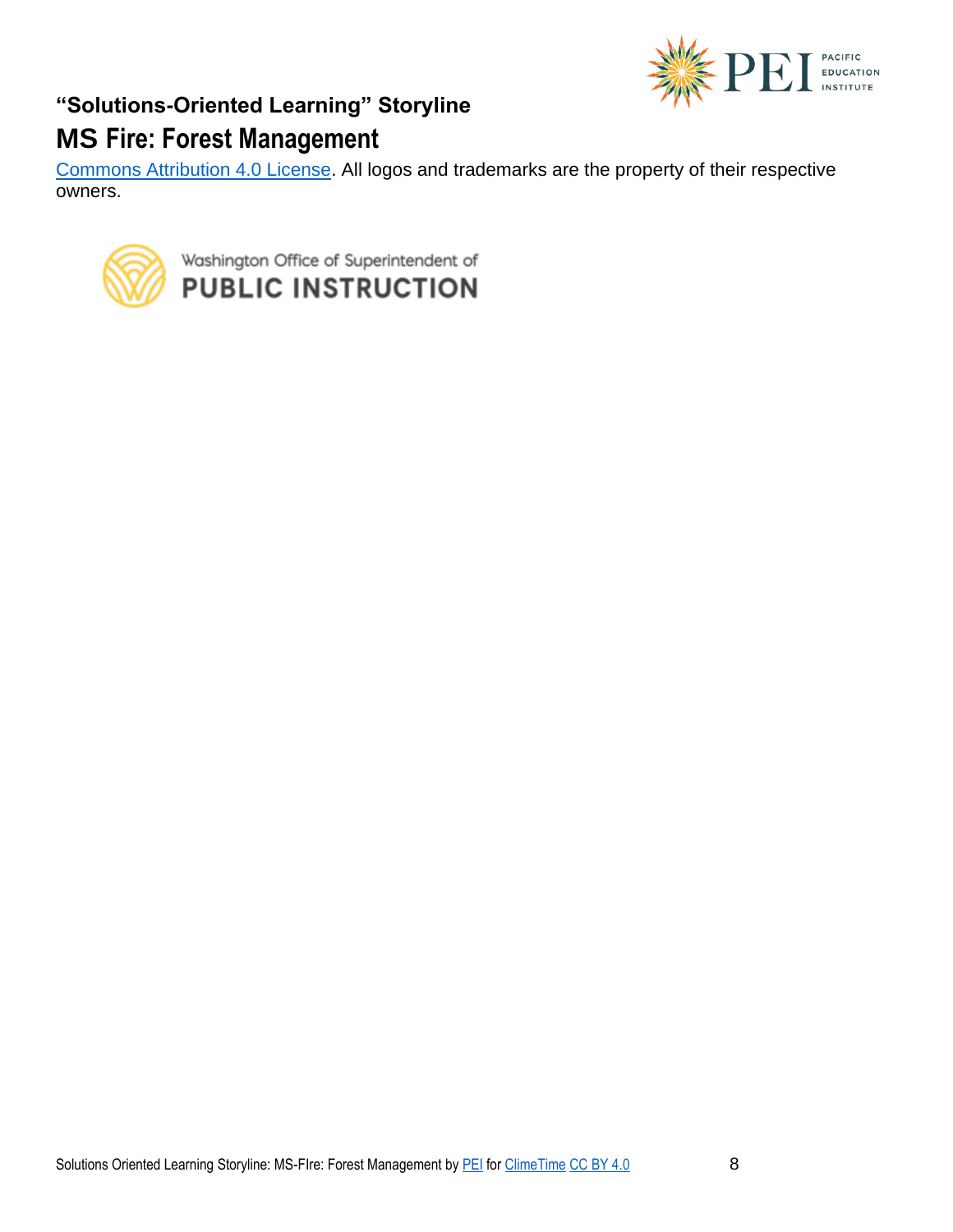## "Solutions-Oriented Learning" Storyline

# MS Fire: Forest Management

Commons Attribution 4.0 License. All logos and trademarks are the property of their respective owners.